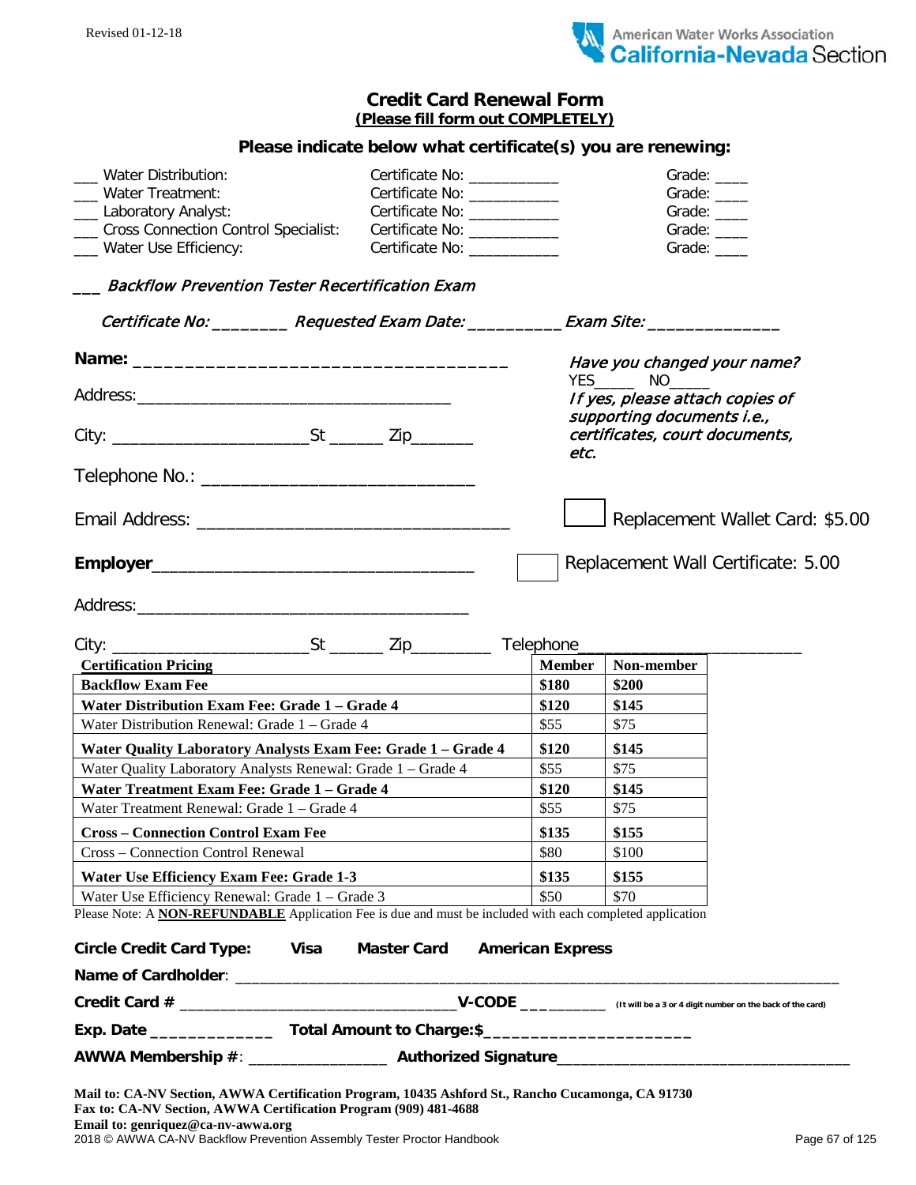Revised 01-12-18

American Water Works Association
**California-Nevada Section**

## Credit Card Renewal Form

**(Please fill form out COMPLETELY)**

**Please indicate below what certificate(s) you are renewing:**

___ Water Distribution: Certificate No: ___________ Grade: ____
___ Water Treatment: Certificate No: ___________ Grade: ____
___ Laboratory Analyst: Certificate No: ___________ Grade: ____
___ Cross Connection Control Specialist: Certificate No: ___________ Grade: ____
___ Water Use Efficiency: Certificate No: ___________ Grade: ____

___ *Backflow Prevention Tester Recertification Exam*

*Certificate No: ________ Requested Exam Date: __________ Exam Site: ______________*

**Name:** ___________________________________

Address: ___________________________________

City: ______________________St ______ Zip_______

Telephone No.: _____________________________

Email Address: _________________________________

*Have you changed your name?*
YES_____ NO_____
*If yes, please attach copies of supporting documents i.e., certificates, court documents, etc.*

☐ Replacement Wallet Card: $5.00

☐ Replacement Wall Certificate: 5.00

**Employer**___________________________________

Address: ____________________________________

City: ______________________St ______ Zip_________ Telephone________________________

| Certification Pricing | Member | Non-member |
|---|---|---|
| **Backflow Exam Fee** | **$180** | **$200** |
| **Water Distribution Exam Fee: Grade 1 – Grade 4** | **$120** | **$145** |
| Water Distribution Renewal: Grade 1 – Grade 4 | $55 | $75 |
| **Water Quality Laboratory Analysts Exam Fee: Grade 1 – Grade 4** | **$120** | **$145** |
| Water Quality Laboratory Analysts Renewal: Grade 1 – Grade 4 | $55 | $75 |
| **Water Treatment Exam Fee: Grade 1 – Grade 4** | **$120** | **$145** |
| Water Treatment Renewal: Grade 1 – Grade 4 | $55 | $75 |
| **Cross – Connection Control Exam Fee** | **$135** | **$155** |
| Cross – Connection Control Renewal | $80 | $100 |
| **Water Use Efficiency Exam Fee: Grade 1-3** | **$135** | **$155** |
| Water Use Efficiency Renewal: Grade 1 – Grade 3 | $50 | $70 |

Please Note: A **NON-REFUNDABLE** Application Fee is due and must be included with each completed application

**Circle Credit Card Type: Visa Master Card American Express**

**Name of Cardholder**: ____________________________________________________________________

**Credit Card #** _________________________________**V-CODE** __________ (It will be a 3 or 4 digit number on the back of the card)

**Exp. Date** _____________ **Total Amount to Charge:$**_____________________

**AWWA Membership #**: ________________ **Authorized Signature**__________________________________

**Mail to: CA-NV Section, AWWA Certification Program, 10435 Ashford St., Rancho Cucamonga, CA 91730**
**Fax to: CA-NV Section, AWWA Certification Program (909) 481-4688**
**Email to: genriquez@ca-nv-awwa.org**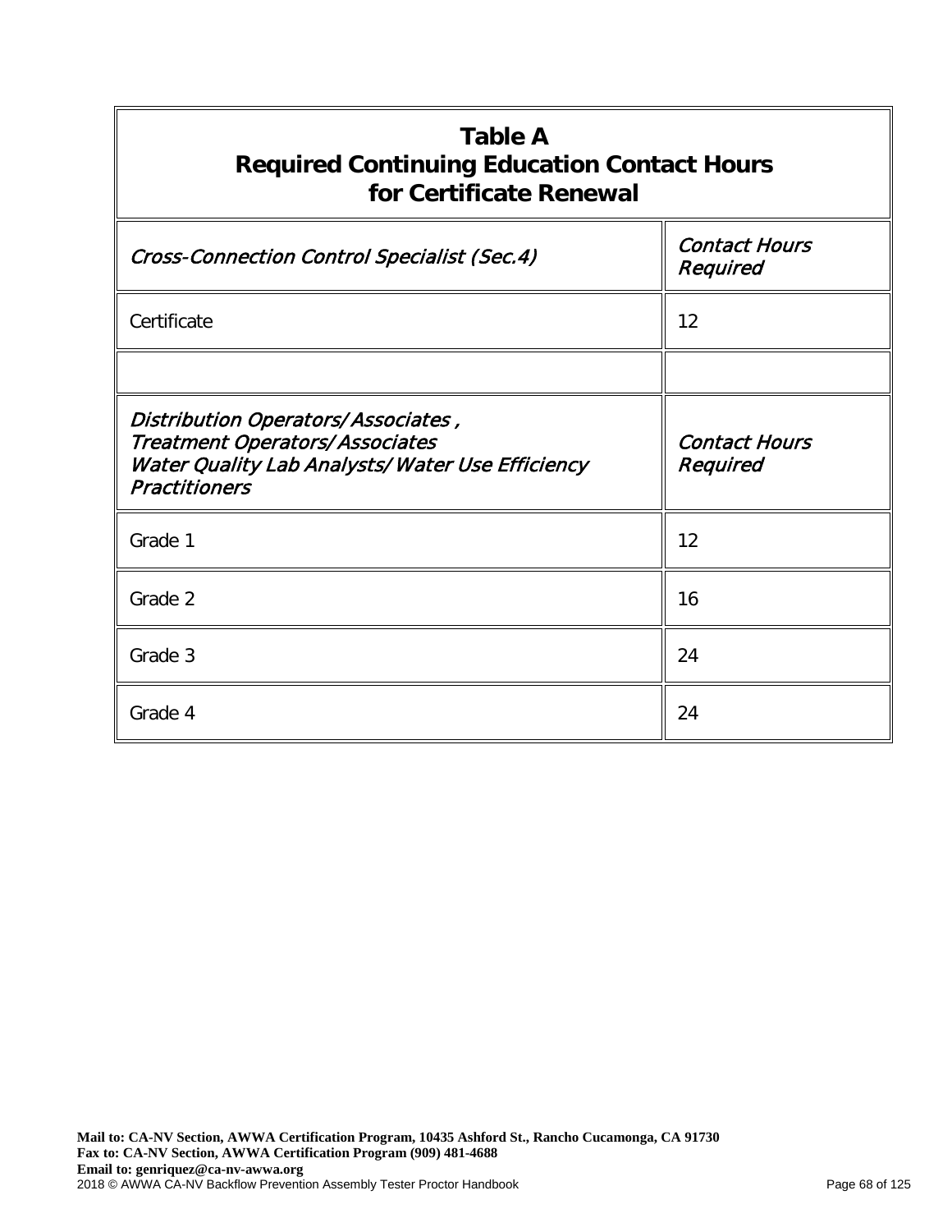**Table A**
**Required Continuing Education Contact Hours for Certificate Renewal**

| *Cross-Connection Control Specialist (Sec.4)* | *Contact Hours Required* |
|---|---|
| Certificate | 12 |
| | |
| *Distribution Operators/Associates , Treatment Operators/Associates Water Quality Lab Analysts/Water Use Efficiency Practitioners* | *Contact Hours Required* |
| Grade 1 | 12 |
| Grade 2 | 16 |
| Grade 3 | 24 |
| Grade 4 | 24 |

**Mail to: CA-NV Section, AWWA Certification Program, 10435 Ashford St., Rancho Cucamonga, CA 91730**
**Fax to: CA-NV Section, AWWA Certification Program (909) 481-4688**
**Email to: genriquez@ca-nv-awwa.org**